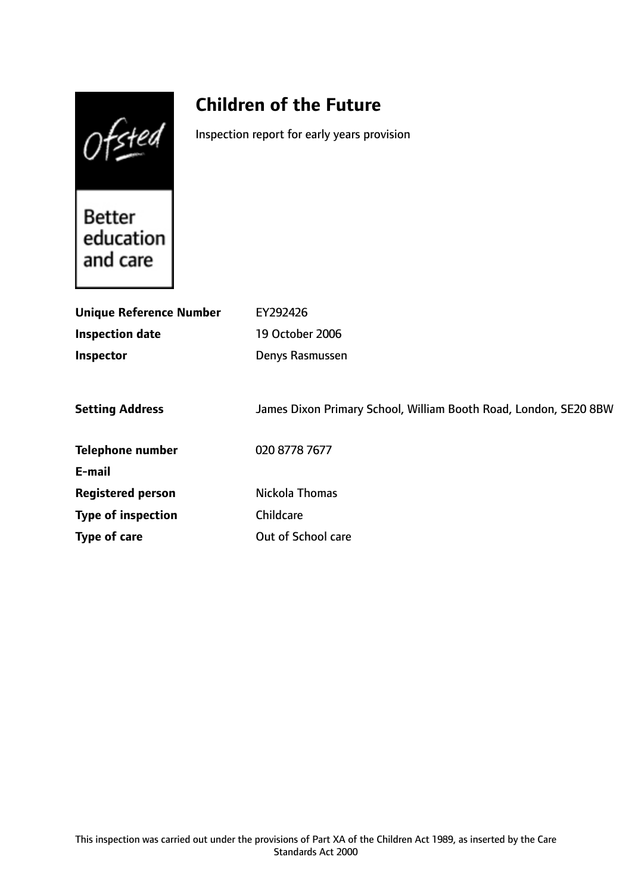# Children of the Future

Inspection report for early years provision

| | |
|---|---|
| **Unique Reference Number** | EY292426 |
| **Inspection date** | 19 October 2006 |
| **Inspector** | Denys Rasmussen |
| **Setting Address** | James Dixon Primary School, William Booth Road, London, SE20 8BW |
| **Telephone number** | 020 8778 7677 |
| **E-mail** | |
| **Registered person** | Nickola Thomas |
| **Type of inspection** | Childcare |
| **Type of care** | Out of School care |

This inspection was carried out under the provisions of Part XA of the Children Act 1989, as inserted by the Care Standards Act 2000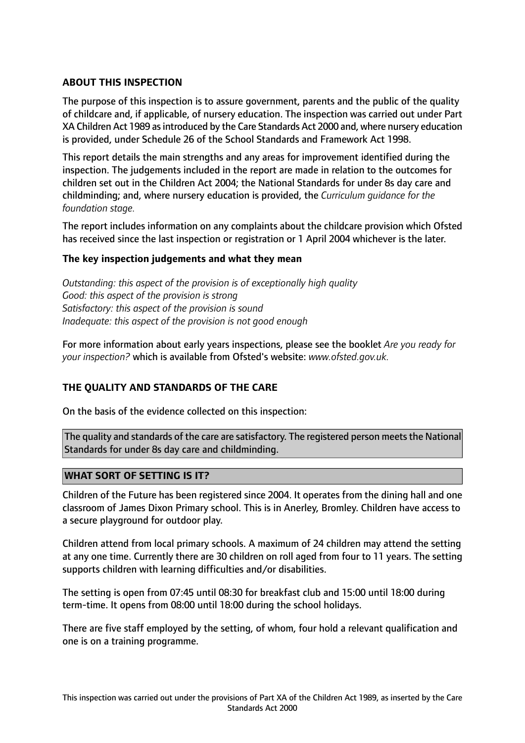## ABOUT THIS INSPECTION

The purpose of this inspection is to assure government, parents and the public of the quality of childcare and, if applicable, of nursery education. The inspection was carried out under Part XA Children Act 1989 as introduced by the Care Standards Act 2000 and, where nursery education is provided, under Schedule 26 of the School Standards and Framework Act 1998.

This report details the main strengths and any areas for improvement identified during the inspection. The judgements included in the report are made in relation to the outcomes for children set out in the Children Act 2004; the National Standards for under 8s day care and childminding; and, where nursery education is provided, the *Curriculum guidance for the foundation stage.*

The report includes information on any complaints about the childcare provision which Ofsted has received since the last inspection or registration or 1 April 2004 whichever is the later.

### The key inspection judgements and what they mean

*Outstanding: this aspect of the provision is of exceptionally high quality*
*Good: this aspect of the provision is strong*
*Satisfactory: this aspect of the provision is sound*
*Inadequate: this aspect of the provision is not good enough*

For more information about early years inspections, please see the booklet *Are you ready for your inspection?* which is available from Ofsted's website: *www.ofsted.gov.uk.*

## THE QUALITY AND STANDARDS OF THE CARE

On the basis of the evidence collected on this inspection:

The quality and standards of the care are satisfactory. The registered person meets the National Standards for under 8s day care and childminding.

## WHAT SORT OF SETTING IS IT?

Children of the Future has been registered since 2004. It operates from the dining hall and one classroom of James Dixon Primary school. This is in Anerley, Bromley. Children have access to a secure playground for outdoor play.

Children attend from local primary schools. A maximum of 24 children may attend the setting at any one time. Currently there are 30 children on roll aged from four to 11 years. The setting supports children with learning difficulties and/or disabilities.

The setting is open from 07:45 until 08:30 for breakfast club and 15:00 until 18:00 during term-time. It opens from 08:00 until 18:00 during the school holidays.

There are five staff employed by the setting, of whom, four hold a relevant qualification and one is on a training programme.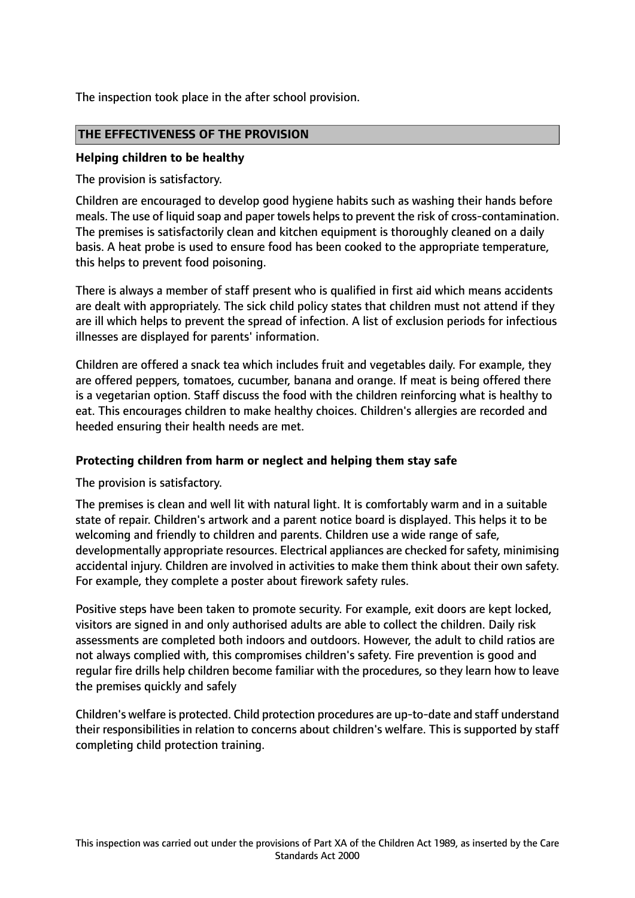The inspection took place in the after school provision.

## THE EFFECTIVENESS OF THE PROVISION

### Helping children to be healthy

The provision is satisfactory.

Children are encouraged to develop good hygiene habits such as washing their hands before meals. The use of liquid soap and paper towels helps to prevent the risk of cross-contamination. The premises is satisfactorily clean and kitchen equipment is thoroughly cleaned on a daily basis. A heat probe is used to ensure food has been cooked to the appropriate temperature, this helps to prevent food poisoning.

There is always a member of staff present who is qualified in first aid which means accidents are dealt with appropriately. The sick child policy states that children must not attend if they are ill which helps to prevent the spread of infection. A list of exclusion periods for infectious illnesses are displayed for parents' information.

Children are offered a snack tea which includes fruit and vegetables daily. For example, they are offered peppers, tomatoes, cucumber, banana and orange. If meat is being offered there is a vegetarian option. Staff discuss the food with the children reinforcing what is healthy to eat. This encourages children to make healthy choices. Children's allergies are recorded and heeded ensuring their health needs are met.

### Protecting children from harm or neglect and helping them stay safe

The provision is satisfactory.

The premises is clean and well lit with natural light. It is comfortably warm and in a suitable state of repair. Children's artwork and a parent notice board is displayed. This helps it to be welcoming and friendly to children and parents. Children use a wide range of safe, developmentally appropriate resources. Electrical appliances are checked for safety, minimising accidental injury. Children are involved in activities to make them think about their own safety. For example, they complete a poster about firework safety rules.

Positive steps have been taken to promote security. For example, exit doors are kept locked, visitors are signed in and only authorised adults are able to collect the children. Daily risk assessments are completed both indoors and outdoors. However, the adult to child ratios are not always complied with, this compromises children's safety. Fire prevention is good and regular fire drills help children become familiar with the procedures, so they learn how to leave the premises quickly and safely

Children's welfare is protected. Child protection procedures are up-to-date and staff understand their responsibilities in relation to concerns about children's welfare. This is supported by staff completing child protection training.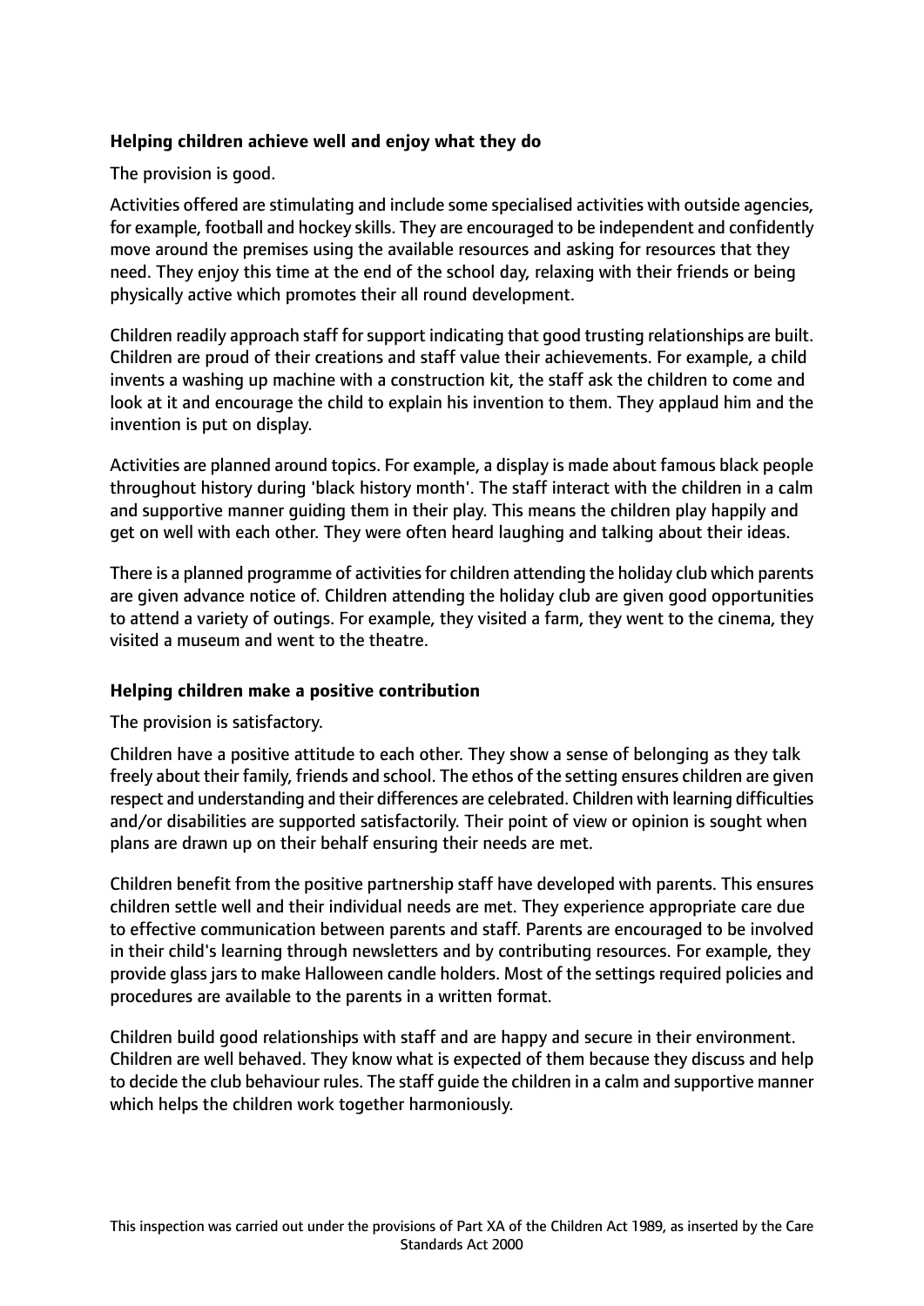**Helping children achieve well and enjoy what they do**

The provision is good.

Activities offered are stimulating and include some specialised activities with outside agencies, for example, football and hockey skills. They are encouraged to be independent and confidently move around the premises using the available resources and asking for resources that they need. They enjoy this time at the end of the school day, relaxing with their friends or being physically active which promotes their all round development.

Children readily approach staff for support indicating that good trusting relationships are built. Children are proud of their creations and staff value their achievements. For example, a child invents a washing up machine with a construction kit, the staff ask the children to come and look at it and encourage the child to explain his invention to them. They applaud him and the invention is put on display.

Activities are planned around topics. For example, a display is made about famous black people throughout history during 'black history month'. The staff interact with the children in a calm and supportive manner guiding them in their play. This means the children play happily and get on well with each other. They were often heard laughing and talking about their ideas.

There is a planned programme of activities for children attending the holiday club which parents are given advance notice of. Children attending the holiday club are given good opportunities to attend a variety of outings. For example, they visited a farm, they went to the cinema, they visited a museum and went to the theatre.

**Helping children make a positive contribution**

The provision is satisfactory.

Children have a positive attitude to each other. They show a sense of belonging as they talk freely about their family, friends and school. The ethos of the setting ensures children are given respect and understanding and their differences are celebrated. Children with learning difficulties and/or disabilities are supported satisfactorily. Their point of view or opinion is sought when plans are drawn up on their behalf ensuring their needs are met.

Children benefit from the positive partnership staff have developed with parents. This ensures children settle well and their individual needs are met. They experience appropriate care due to effective communication between parents and staff. Parents are encouraged to be involved in their child's learning through newsletters and by contributing resources. For example, they provide glass jars to make Halloween candle holders. Most of the settings required policies and procedures are available to the parents in a written format.

Children build good relationships with staff and are happy and secure in their environment. Children are well behaved. They know what is expected of them because they discuss and help to decide the club behaviour rules. The staff guide the children in a calm and supportive manner which helps the children work together harmoniously.

This inspection was carried out under the provisions of Part XA of the Children Act 1989, as inserted by the Care Standards Act 2000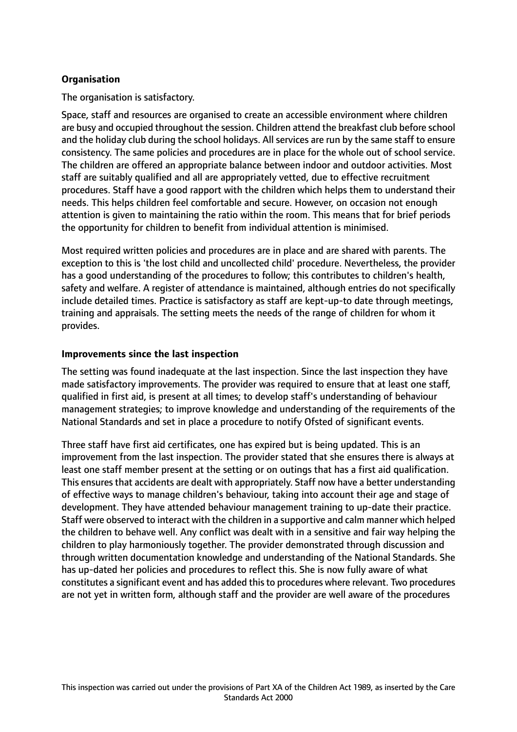**Organisation**

The organisation is satisfactory.

Space, staff and resources are organised to create an accessible environment where children are busy and occupied throughout the session. Children attend the breakfast club before school and the holiday club during the school holidays. All services are run by the same staff to ensure consistency. The same policies and procedures are in place for the whole out of school service. The children are offered an appropriate balance between indoor and outdoor activities. Most staff are suitably qualified and all are appropriately vetted, due to effective recruitment procedures. Staff have a good rapport with the children which helps them to understand their needs. This helps children feel comfortable and secure. However, on occasion not enough attention is given to maintaining the ratio within the room. This means that for brief periods the opportunity for children to benefit from individual attention is minimised.

Most required written policies and procedures are in place and are shared with parents. The exception to this is 'the lost child and uncollected child' procedure. Nevertheless, the provider has a good understanding of the procedures to follow; this contributes to children's health, safety and welfare. A register of attendance is maintained, although entries do not specifically include detailed times. Practice is satisfactory as staff are kept-up-to date through meetings, training and appraisals. The setting meets the needs of the range of children for whom it provides.

**Improvements since the last inspection**

The setting was found inadequate at the last inspection. Since the last inspection they have made satisfactory improvements. The provider was required to ensure that at least one staff, qualified in first aid, is present at all times; to develop staff's understanding of behaviour management strategies; to improve knowledge and understanding of the requirements of the National Standards and set in place a procedure to notify Ofsted of significant events.

Three staff have first aid certificates, one has expired but is being updated. This is an improvement from the last inspection. The provider stated that she ensures there is always at least one staff member present at the setting or on outings that has a first aid qualification. This ensures that accidents are dealt with appropriately. Staff now have a better understanding of effective ways to manage children's behaviour, taking into account their age and stage of development. They have attended behaviour management training to up-date their practice. Staff were observed to interact with the children in a supportive and calm manner which helped the children to behave well. Any conflict was dealt with in a sensitive and fair way helping the children to play harmoniously together. The provider demonstrated through discussion and through written documentation knowledge and understanding of the National Standards. She has up-dated her policies and procedures to reflect this. She is now fully aware of what constitutes a significant event and has added this to procedures where relevant. Two procedures are not yet in written form, although staff and the provider are well aware of the procedures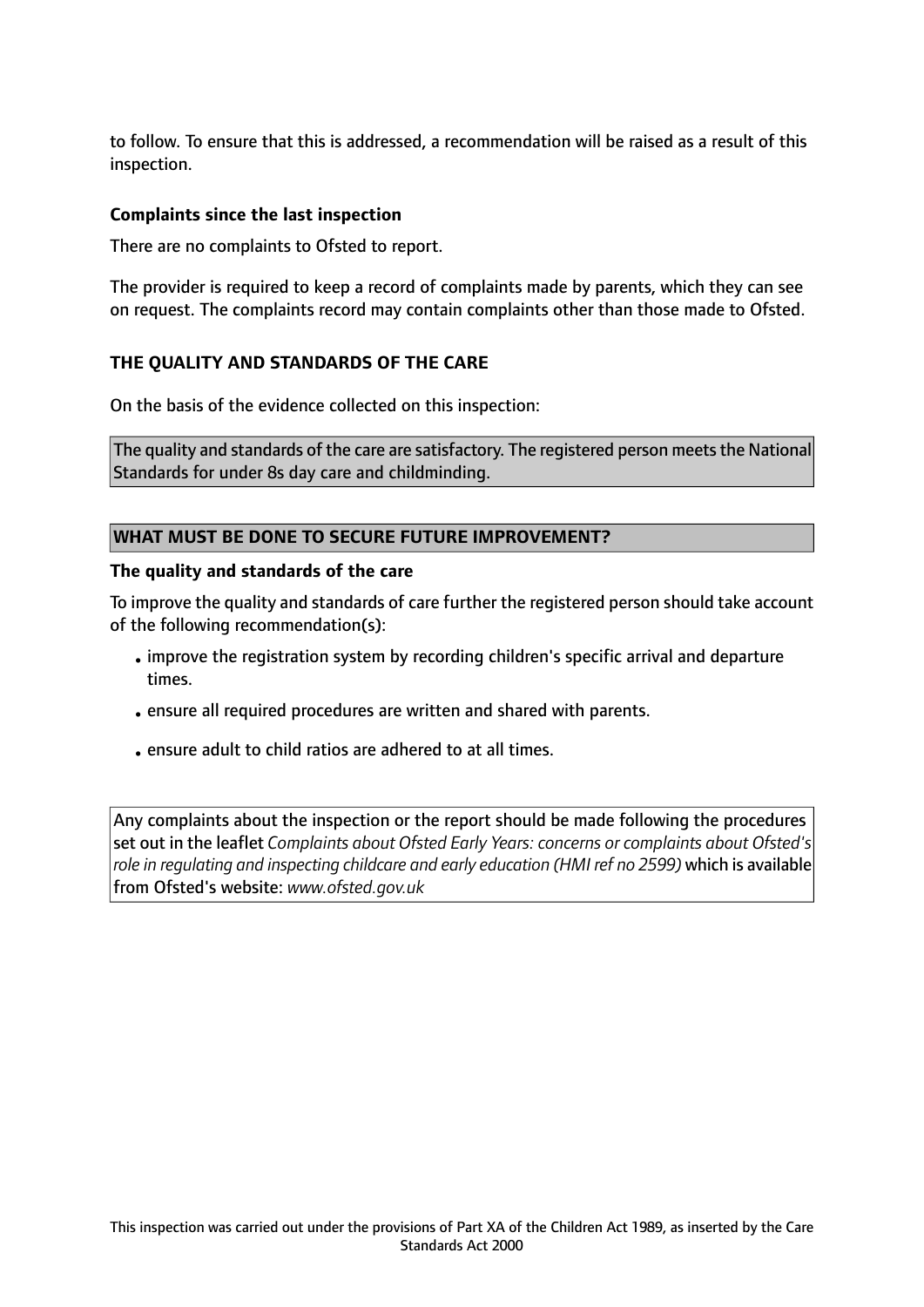to follow. To ensure that this is addressed, a recommendation will be raised as a result of this inspection.

**Complaints since the last inspection**

There are no complaints to Ofsted to report.

The provider is required to keep a record of complaints made by parents, which they can see on request. The complaints record may contain complaints other than those made to Ofsted.

## THE QUALITY AND STANDARDS OF THE CARE

On the basis of the evidence collected on this inspection:

The quality and standards of the care are satisfactory. The registered person meets the National Standards for under 8s day care and childminding.

## WHAT MUST BE DONE TO SECURE FUTURE IMPROVEMENT?

**The quality and standards of the care**

To improve the quality and standards of care further the registered person should take account of the following recommendation(s):

- improve the registration system by recording children's specific arrival and departure times.
- ensure all required procedures are written and shared with parents.
- ensure adult to child ratios are adhered to at all times.

Any complaints about the inspection or the report should be made following the procedures set out in the leaflet *Complaints about Ofsted Early Years: concerns or complaints about Ofsted's role in regulating and inspecting childcare and early education (HMI ref no 2599)* which is available from Ofsted's website: *www.ofsted.gov.uk*

This inspection was carried out under the provisions of Part XA of the Children Act 1989, as inserted by the Care Standards Act 2000